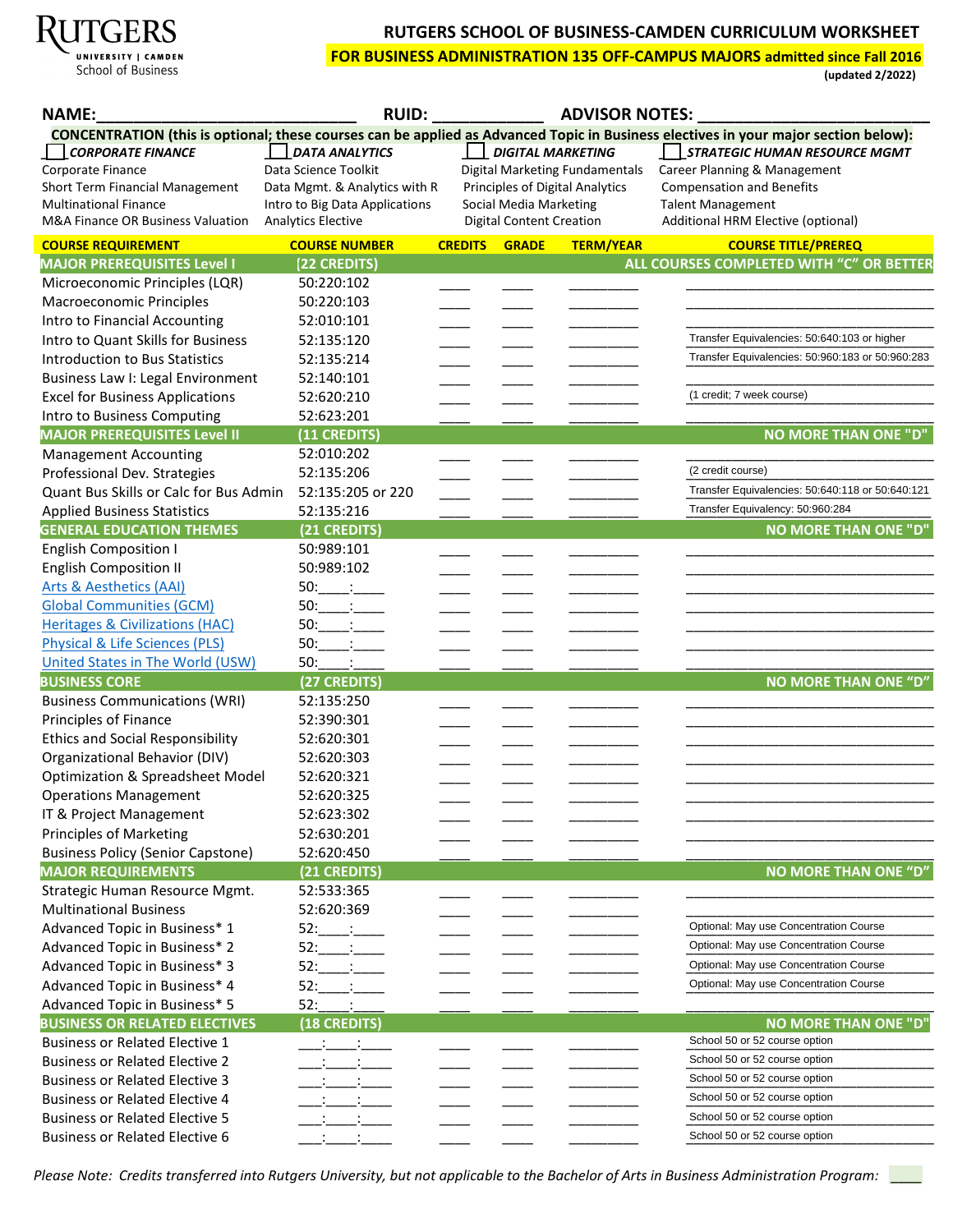# RUTGERS SCHOOL OF BUSINESS-CAMDEN CURRICULUM WORKSHEET

**FOR BUSINESS ADMINISTRATION 135 OFF-CAMPUS MAJORS admitted since Fall 2016**

**(updated 2/2022)**

RUTGERS UNIVERSITY | CAMDEN School of Business

**NAME:**\_\_\_\_\_\_\_\_\_\_\_\_\_\_\_\_\_\_\_\_\_\_\_\_\_\_\_\_ **RUID:** \_\_\_\_\_\_\_\_\_\_\_\_ **ADVISOR NOTES:** \_\_\_\_\_\_\_\_\_\_\_\_\_\_\_\_\_\_\_\_\_\_\_\_

**CONCENTRATION (this is optional; these courses can be applied as Advanced Topic in Business electives in your major section below):**

| ☐ ***CORPORATE FINANCE*** | ☐ ***DATA ANALYTICS*** | ☐ ***DIGITAL MARKETING*** | ☐ ***STRATEGIC HUMAN RESOURCE MGMT*** |
|---|---|---|---|
| Corporate Finance | Data Science Toolkit | Digital Marketing Fundamentals | Career Planning & Management |
| Short Term Financial Management | Data Mgmt. & Analytics with R | Principles of Digital Analytics | Compensation and Benefits |
| Multinational Finance | Intro to Big Data Applications | Social Media Marketing | Talent Management |
| M&A Finance OR Business Valuation | Analytics Elective | Digital Content Creation | Additional HRM Elective (optional) |

| COURSE REQUIREMENT | COURSE NUMBER | CREDITS | GRADE | TERM/YEAR | COURSE TITLE/PREREQ |
|---|---|---|---|---|---|
| **MAJOR PREREQUISITES Level I** | **(22 CREDITS)** | | | | **ALL COURSES COMPLETED WITH "C" OR BETTER** |
| Microeconomic Principles (LQR) | 50:220:102 | | | | |
| Macroeconomic Principles | 50:220:103 | | | | |
| Intro to Financial Accounting | 52:010:101 | | | | |
| Intro to Quant Skills for Business | 52:135:120 | | | | Transfer Equivalencies: 50:640:103 or higher |
| Introduction to Bus Statistics | 52:135:214 | | | | Transfer Equivalencies: 50:960:183 or 50:960:283 |
| Business Law I: Legal Environment | 52:140:101 | | | | |
| Excel for Business Applications | 52:620:210 | | | | (1 credit; 7 week course) |
| Intro to Business Computing | 52:623:201 | | | | |
| **MAJOR PREREQUISITES Level II** | **(11 CREDITS)** | | | | **NO MORE THAN ONE "D"** |
| Management Accounting | 52:010:202 | | | | |
| Professional Dev. Strategies | 52:135:206 | | | | (2 credit course) |
| Quant Bus Skills or Calc for Bus Admin | 52:135:205 or 220 | | | | Transfer Equivalencies: 50:640:118 or 50:640:121 |
| Applied Business Statistics | 52:135:216 | | | | Transfer Equivalency: 50:960:284 |
| **GENERAL EDUCATION THEMES** | **(21 CREDITS)** | | | | **NO MORE THAN ONE "D"** |
| English Composition I | 50:989:101 | | | | |
| English Composition II | 50:989:102 | | | | |
| Arts & Aesthetics (AAI) | 50:\_\_\_\_:\_\_\_\_ | | | | |
| Global Communities (GCM) | 50:\_\_\_\_:\_\_\_\_ | | | | |
| Heritages & Civilizations (HAC) | 50:\_\_\_\_:\_\_\_\_ | | | | |
| Physical & Life Sciences (PLS) | 50:\_\_\_\_:\_\_\_\_ | | | | |
| United States in The World (USW) | 50:\_\_\_\_:\_\_\_\_ | | | | |
| **BUSINESS CORE** | **(27 CREDITS)** | | | | **NO MORE THAN ONE "D"** |
| Business Communications (WRI) | 52:135:250 | | | | |
| Principles of Finance | 52:390:301 | | | | |
| Ethics and Social Responsibility | 52:620:301 | | | | |
| Organizational Behavior (DIV) | 52:620:303 | | | | |
| Optimization & Spreadsheet Model | 52:620:321 | | | | |
| Operations Management | 52:620:325 | | | | |
| IT & Project Management | 52:623:302 | | | | |
| Principles of Marketing | 52:630:201 | | | | |
| Business Policy (Senior Capstone) | 52:620:450 | | | | |
| **MAJOR REQUIREMENTS** | **(21 CREDITS)** | | | | **NO MORE THAN ONE "D"** |
| Strategic Human Resource Mgmt. | 52:533:365 | | | | |
| Multinational Business | 52:620:369 | | | | |
| Advanced Topic in Business* 1 | 52:\_\_\_\_:\_\_\_\_ | | | | Optional: May use Concentration Course |
| Advanced Topic in Business* 2 | 52:\_\_\_\_:\_\_\_\_ | | | | Optional: May use Concentration Course |
| Advanced Topic in Business* 3 | 52:\_\_\_\_:\_\_\_\_ | | | | Optional: May use Concentration Course |
| Advanced Topic in Business* 4 | 52:\_\_\_\_:\_\_\_\_ | | | | Optional: May use Concentration Course |
| Advanced Topic in Business* 5 | 52:\_\_\_\_:\_\_\_\_ | | | | |
| **BUSINESS OR RELATED ELECTIVES** | **(18 CREDITS)** | | | | **NO MORE THAN ONE "D"** |
| Business or Related Elective 1 | \_\_\_:\_\_\_\_:\_\_\_\_ | | | | School 50 or 52 course option |
| Business or Related Elective 2 | \_\_\_:\_\_\_\_:\_\_\_\_ | | | | School 50 or 52 course option |
| Business or Related Elective 3 | \_\_\_:\_\_\_\_:\_\_\_\_ | | | | School 50 or 52 course option |
| Business or Related Elective 4 | \_\_\_:\_\_\_\_:\_\_\_\_ | | | | School 50 or 52 course option |
| Business or Related Elective 5 | \_\_\_:\_\_\_\_:\_\_\_\_ | | | | School 50 or 52 course option |
| Business or Related Elective 6 | \_\_\_:\_\_\_\_:\_\_\_\_ | | | | School 50 or 52 course option |

*Please Note: Credits transferred into Rutgers University, but not applicable to the Bachelor of Arts in Business Administration Program:* \_\_\_\_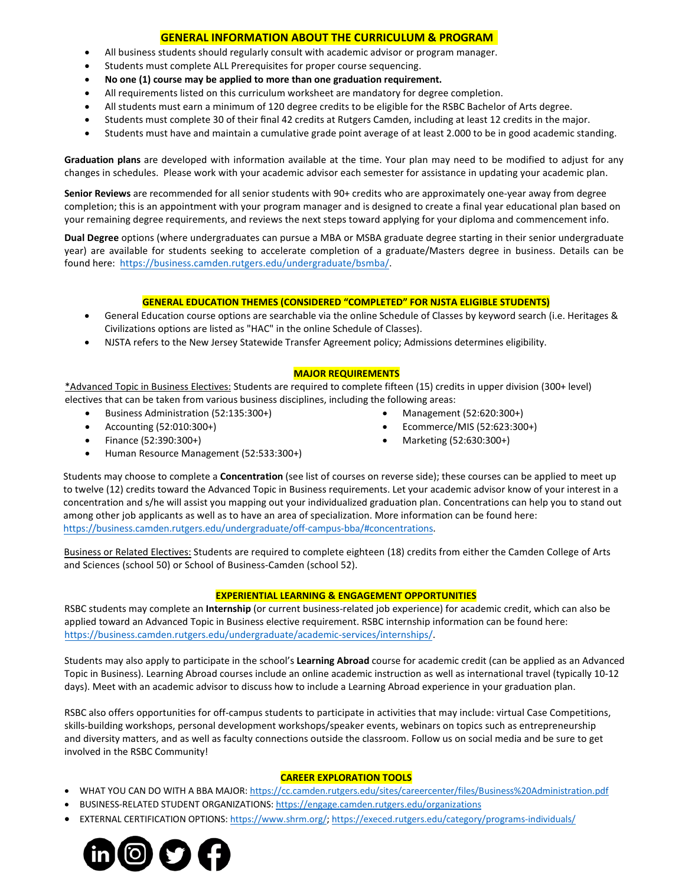## GENERAL INFORMATION ABOUT THE CURRICULUM & PROGRAM

- All business students should regularly consult with academic advisor or program manager.
- Students must complete ALL Prerequisites for proper course sequencing.
- **No one (1) course may be applied to more than one graduation requirement.**
- All requirements listed on this curriculum worksheet are mandatory for degree completion.
- All students must earn a minimum of 120 degree credits to be eligible for the RSBC Bachelor of Arts degree.
- Students must complete 30 of their final 42 credits at Rutgers Camden, including at least 12 credits in the major.
- Students must have and maintain a cumulative grade point average of at least 2.000 to be in good academic standing.

**Graduation plans** are developed with information available at the time. Your plan may need to be modified to adjust for any changes in schedules. Please work with your academic advisor each semester for assistance in updating your academic plan.

**Senior Reviews** are recommended for all senior students with 90+ credits who are approximately one-year away from degree completion; this is an appointment with your program manager and is designed to create a final year educational plan based on your remaining degree requirements, and reviews the next steps toward applying for your diploma and commencement info.

**Dual Degree** options (where undergraduates can pursue a MBA or MSBA graduate degree starting in their senior undergraduate year) are available for students seeking to accelerate completion of a graduate/Masters degree in business. Details can be found here: https://business.camden.rutgers.edu/undergraduate/bsmba/.

## GENERAL EDUCATION THEMES (CONSIDERED "COMPLETED" FOR NJSTA ELIGIBLE STUDENTS)

- General Education course options are searchable via the online Schedule of Classes by keyword search (i.e. Heritages & Civilizations options are listed as "HAC" in the online Schedule of Classes).
- NJSTA refers to the New Jersey Statewide Transfer Agreement policy; Admissions determines eligibility.

## MAJOR REQUIREMENTS

*Advanced Topic in Business Electives: Students are required to complete fifteen (15) credits in upper division (300+ level) electives that can be taken from various business disciplines, including the following areas:

- Business Administration (52:135:300+)
- Accounting (52:010:300+)
- Finance (52:390:300+)
- Human Resource Management (52:533:300+)
- Management (52:620:300+)
- Ecommerce/MIS (52:623:300+)
- Marketing (52:630:300+)

Students may choose to complete a **Concentration** (see list of courses on reverse side); these courses can be applied to meet up to twelve (12) credits toward the Advanced Topic in Business requirements. Let your academic advisor know of your interest in a concentration and s/he will assist you mapping out your individualized graduation plan. Concentrations can help you to stand out among other job applicants as well as to have an area of specialization. More information can be found here: https://business.camden.rutgers.edu/undergraduate/off-campus-bba/#concentrations.

Business or Related Electives: Students are required to complete eighteen (18) credits from either the Camden College of Arts and Sciences (school 50) or School of Business-Camden (school 52).

## EXPERIENTIAL LEARNING & ENGAGEMENT OPPORTUNITIES

RSBC students may complete an **Internship** (or current business-related job experience) for academic credit, which can also be applied toward an Advanced Topic in Business elective requirement. RSBC internship information can be found here: https://business.camden.rutgers.edu/undergraduate/academic-services/internships/.

Students may also apply to participate in the school's **Learning Abroad** course for academic credit (can be applied as an Advanced Topic in Business). Learning Abroad courses include an online academic instruction as well as international travel (typically 10-12 days). Meet with an academic advisor to discuss how to include a Learning Abroad experience in your graduation plan.

RSBC also offers opportunities for off-campus students to participate in activities that may include: virtual Case Competitions, skills-building workshops, personal development workshops/speaker events, webinars on topics such as entrepreneurship and diversity matters, and as well as faculty connections outside the classroom. Follow us on social media and be sure to get involved in the RSBC Community!

## CAREER EXPLORATION TOOLS

- WHAT YOU CAN DO WITH A BBA MAJOR: https://cc.camden.rutgers.edu/sites/careercenter/files/Business%20Administration.pdf
- BUSINESS-RELATED STUDENT ORGANIZATIONS: https://engage.camden.rutgers.edu/organizations
- EXTERNAL CERTIFICATION OPTIONS: https://www.shrm.org/; https://execed.rutgers.edu/category/programs-individuals/